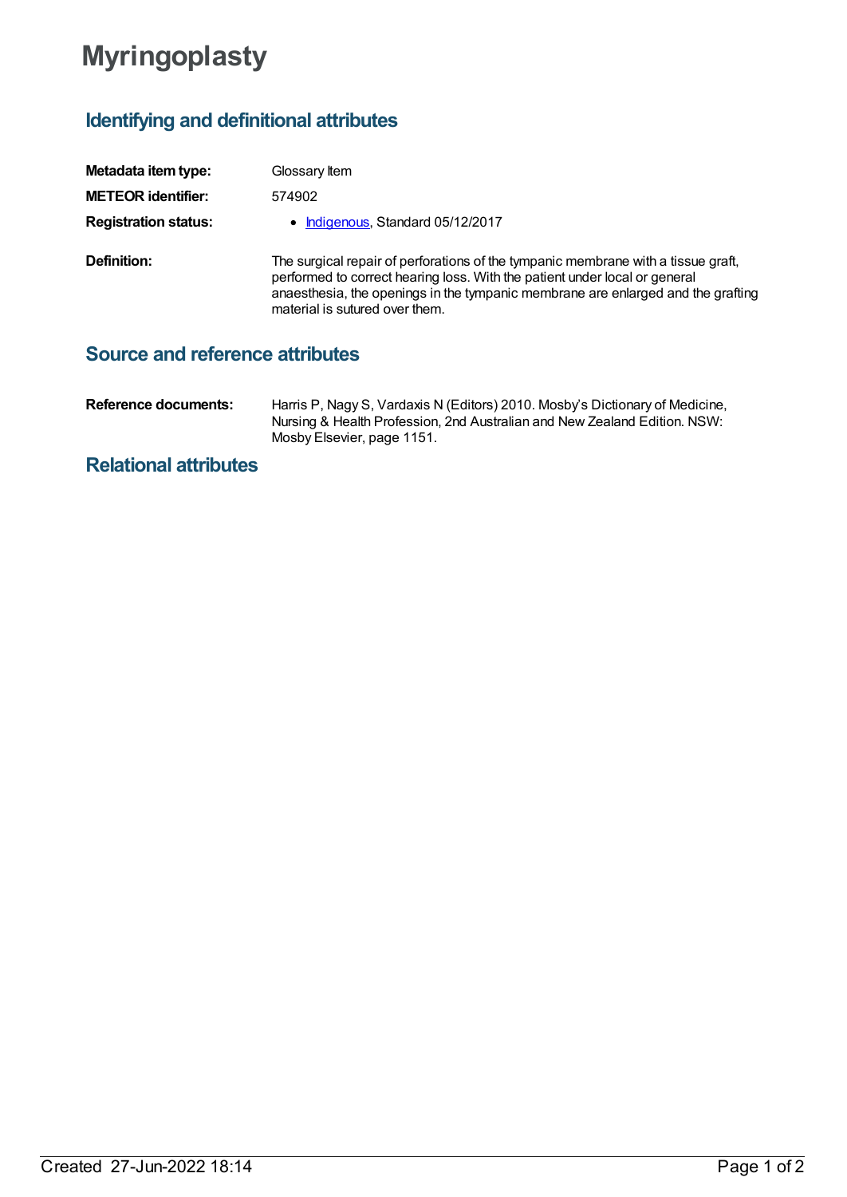# Myringoplasty

## Identifying and definitional attributes

| | |
|---|---|
| **Metadata item type:** | Glossary Item |
| **METEOR identifier:** | 574902 |
| **Registration status:** | • Indigenous, Standard 05/12/2017 |
| **Definition:** | The surgical repair of perforations of the tympanic membrane with a tissue graft, performed to correct hearing loss. With the patient under local or general anaesthesia, the openings in the tympanic membrane are enlarged and the grafting material is sutured over them. |

## Source and reference attributes

| | |
|---|---|
| **Reference documents:** | Harris P, Nagy S, Vardaxis N (Editors) 2010. Mosby's Dictionary of Medicine, Nursing & Health Profession, 2nd Australian and New Zealand Edition. NSW: Mosby Elsevier, page 1151. |

## Relational attributes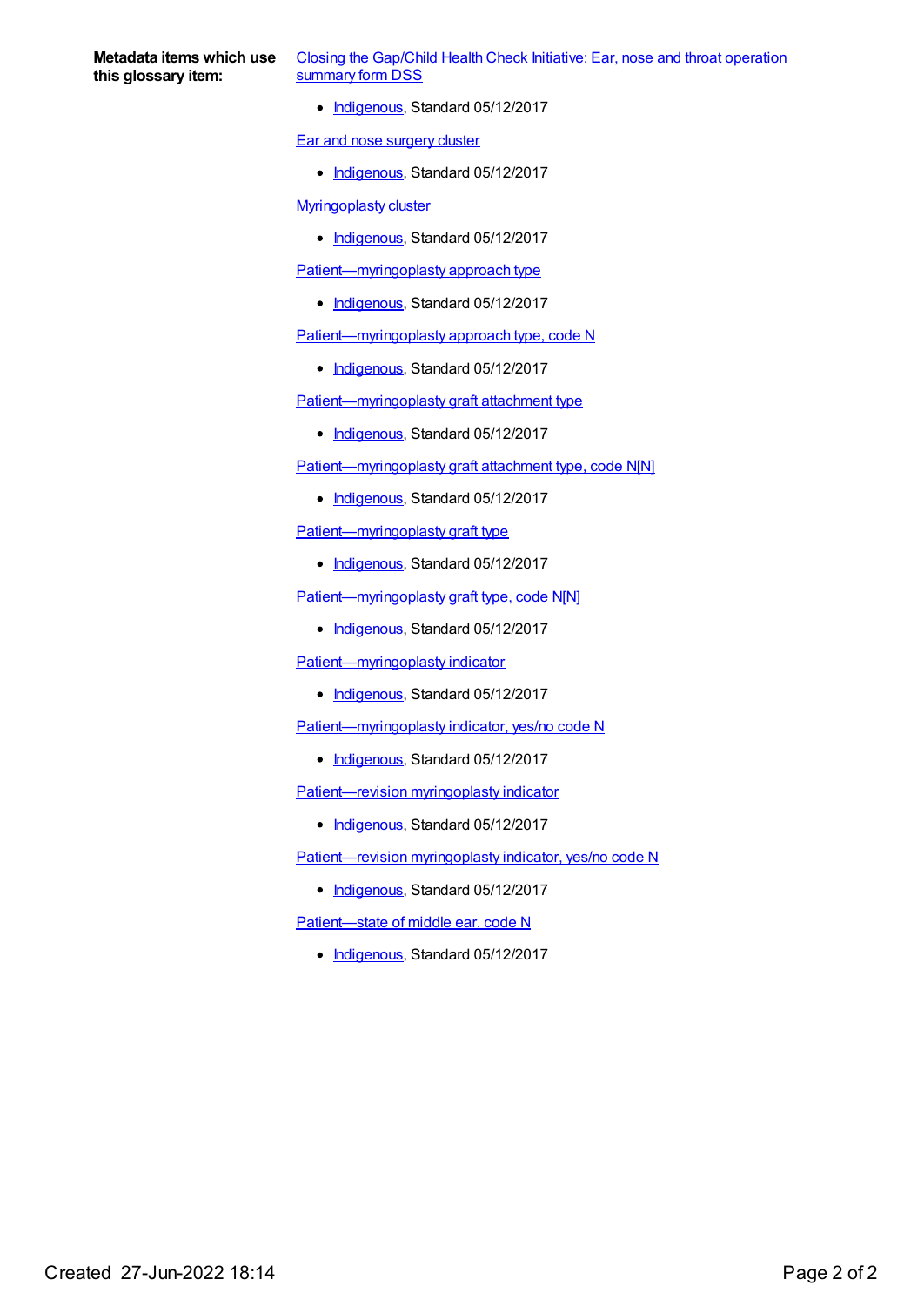**Metadata items which use this glossary item:**

Closing the Gap/Child Health Check Initiative: Ear, nose and throat operation summary form DSS

- Indigenous, Standard 05/12/2017

Ear and nose surgery cluster

- Indigenous, Standard 05/12/2017

Myringoplasty cluster

- Indigenous, Standard 05/12/2017

Patient—myringoplasty approach type

- Indigenous, Standard 05/12/2017

Patient—myringoplasty approach type, code N

- Indigenous, Standard 05/12/2017

Patient—myringoplasty graft attachment type

- Indigenous, Standard 05/12/2017

Patient—myringoplasty graft attachment type, code N[N]

- Indigenous, Standard 05/12/2017

Patient—myringoplasty graft type

- Indigenous, Standard 05/12/2017

Patient—myringoplasty graft type, code N[N]

- Indigenous, Standard 05/12/2017

Patient—myringoplasty indicator

- Indigenous, Standard 05/12/2017

Patient—myringoplasty indicator, yes/no code N

- Indigenous, Standard 05/12/2017

Patient—revision myringoplasty indicator

- Indigenous, Standard 05/12/2017

Patient—revision myringoplasty indicator, yes/no code N

- Indigenous, Standard 05/12/2017

Patient—state of middle ear, code N

- Indigenous, Standard 05/12/2017